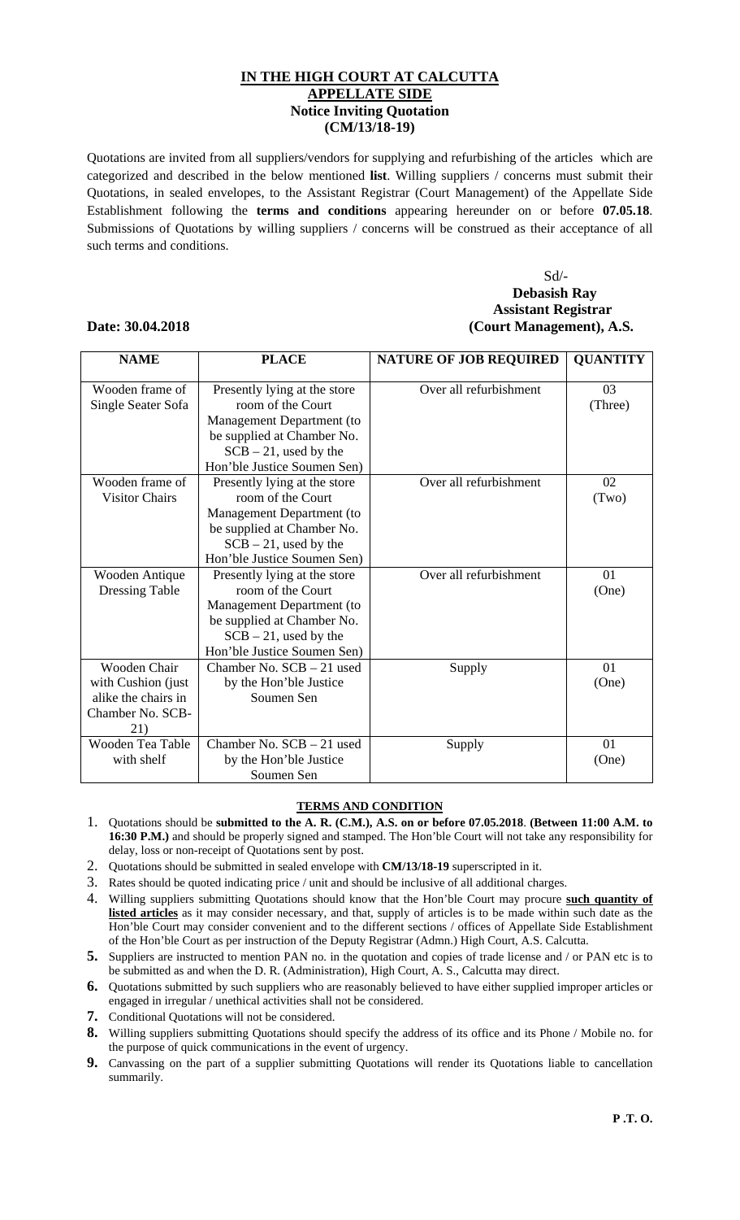# IN THE HIGH COURT AT CALCUTTA
## APPELLATE SIDE
### Notice Inviting Quotation
### (CM/13/18-19)

Quotations are invited from all suppliers/vendors for supplying and refurbishing of the articles which are categorized and described in the below mentioned **list**. Willing suppliers / concerns must submit their Quotations, in sealed envelopes, to the Assistant Registrar (Court Management) of the Appellate Side Establishment following the **terms and conditions** appearing hereunder on or before **07.05.18**. Submissions of Quotations by willing suppliers / concerns will be construed as their acceptance of all such terms and conditions.

Sd/-
**Debasish Ray**
**Assistant Registrar**
**(Court Management), A.S.**

**Date: 30.04.2018**

| NAME | PLACE | NATURE OF JOB REQUIRED | QUANTITY |
|---|---|---|---|
| Wooden frame of Single Seater Sofa | Presently lying at the store room of the Court Management Department (to be supplied at Chamber No. SCB – 21, used by the Hon'ble Justice Soumen Sen) | Over all refurbishment | 03 (Three) |
| Wooden frame of Visitor Chairs | Presently lying at the store room of the Court Management Department (to be supplied at Chamber No. SCB – 21, used by the Hon'ble Justice Soumen Sen) | Over all refurbishment | 02 (Two) |
| Wooden Antique Dressing Table | Presently lying at the store room of the Court Management Department (to be supplied at Chamber No. SCB – 21, used by the Hon'ble Justice Soumen Sen) | Over all refurbishment | 01 (One) |
| Wooden Chair with Cushion (just alike the chairs in Chamber No. SCB-21) | Chamber No. SCB – 21 used by the Hon'ble Justice Soumen Sen | Supply | 01 (One) |
| Wooden Tea Table with shelf | Chamber No. SCB – 21 used by the Hon'ble Justice Soumen Sen | Supply | 01 (One) |

## TERMS AND CONDITION

1. Quotations should be **submitted to the A. R. (C.M.), A.S. on or before 07.05.2018**. **(Between 11:00 A.M. to 16:30 P.M.)** and should be properly signed and stamped. The Hon'ble Court will not take any responsibility for delay, loss or non-receipt of Quotations sent by post.
2. Quotations should be submitted in sealed envelope with **CM/13/18-19** superscripted in it.
3. Rates should be quoted indicating price / unit and should be inclusive of all additional charges.
4. Willing suppliers submitting Quotations should know that the Hon'ble Court may procure **such quantity of listed articles** as it may consider necessary, and that, supply of articles is to be made within such date as the Hon'ble Court may consider convenient and to the different sections / offices of Appellate Side Establishment of the Hon'ble Court as per instruction of the Deputy Registrar (Admn.) High Court, A.S. Calcutta.
5. Suppliers are instructed to mention PAN no. in the quotation and copies of trade license and / or PAN etc is to be submitted as and when the D. R. (Administration), High Court, A. S., Calcutta may direct.
6. Quotations submitted by such suppliers who are reasonably believed to have either supplied improper articles or engaged in irregular / unethical activities shall not be considered.
7. Conditional Quotations will not be considered.
8. Willing suppliers submitting Quotations should specify the address of its office and its Phone / Mobile no. for the purpose of quick communications in the event of urgency.
9. Canvassing on the part of a supplier submitting Quotations will render its Quotations liable to cancellation summarily.

**P .T. O.**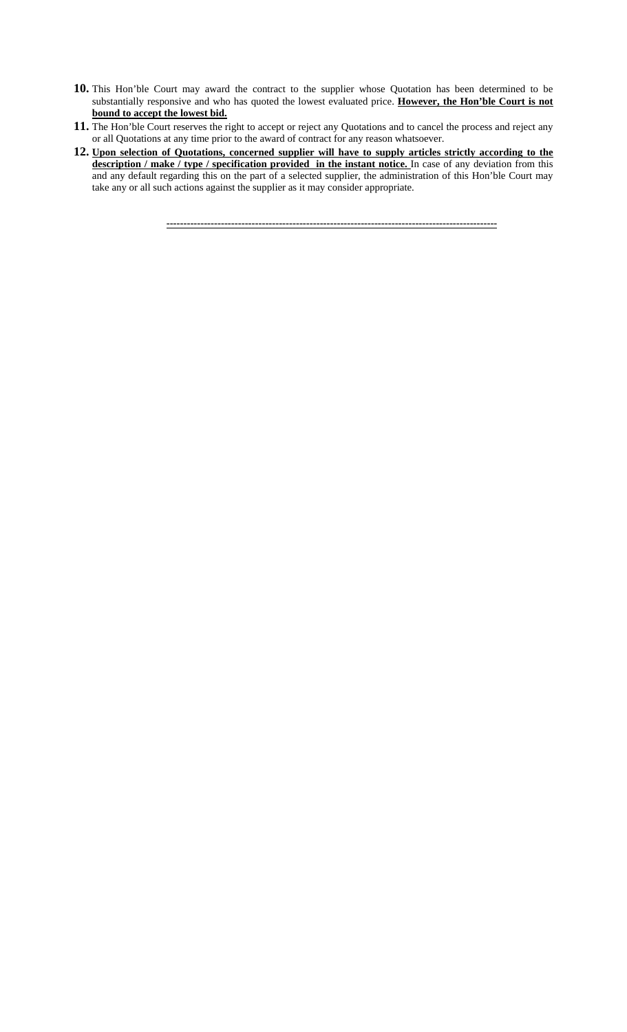10. This Hon'ble Court may award the contract to the supplier whose Quotation has been determined to be substantially responsive and who has quoted the lowest evaluated price. **<u>However, the Hon'ble Court is not bound to accept the lowest bid.</u>**

11. The Hon'ble Court reserves the right to accept or reject any Quotations and to cancel the process and reject any or all Quotations at any time prior to the award of contract for any reason whatsoever.

12. **<u>Upon selection of Quotations, concerned supplier will have to supply articles strictly according to the description / make / type / specification provided in the instant notice.</u>** In case of any deviation from this and any default regarding this on the part of a selected supplier, the administration of this Hon'ble Court may take any or all such actions against the supplier as it may consider appropriate.

---